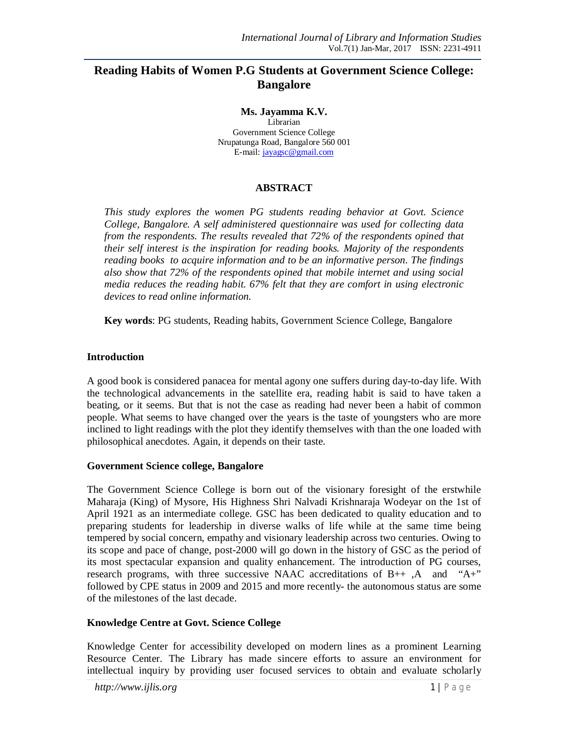# Reading Habits of Women P.G Students at Government Science College: Bangalore

**Ms. Jayamma K.V.**
Librarian
Government Science College
Nrupatunga Road, Bangalore 560 001
E-mail: jayagsc@gmail.com

## ABSTRACT

*This study explores the women PG students reading behavior at Govt. Science College, Bangalore. A self administered questionnaire was used for collecting data from the respondents. The results revealed that 72% of the respondents opined that their self interest is the inspiration for reading books. Majority of the respondents reading books to acquire information and to be an informative person. The findings also show that 72% of the respondents opined that mobile internet and using social media reduces the reading habit. 67% felt that they are comfort in using electronic devices to read online information.*

**Key words**: PG students, Reading habits, Government Science College, Bangalore

## Introduction

A good book is considered panacea for mental agony one suffers during day-to-day life. With the technological advancements in the satellite era, reading habit is said to have taken a beating, or it seems. But that is not the case as reading had never been a habit of common people. What seems to have changed over the years is the taste of youngsters who are more inclined to light readings with the plot they identify themselves with than the one loaded with philosophical anecdotes. Again, it depends on their taste.

## Government Science college, Bangalore

The Government Science College is born out of the visionary foresight of the erstwhile Maharaja (King) of Mysore, His Highness Shri Nalvadi Krishnaraja Wodeyar on the 1st of April 1921 as an intermediate college. GSC has been dedicated to quality education and to preparing students for leadership in diverse walks of life while at the same time being tempered by social concern, empathy and visionary leadership across two centuries. Owing to its scope and pace of change, post-2000 will go down in the history of GSC as the period of its most spectacular expansion and quality enhancement. The introduction of PG courses, research programs, with three successive NAAC accreditations of B++ ,A and "A+" followed by CPE status in 2009 and 2015 and more recently- the autonomous status are some of the milestones of the last decade.

## Knowledge Centre at Govt. Science College

Knowledge Center for accessibility developed on modern lines as a prominent Learning Resource Center. The Library has made sincere efforts to assure an environment for intellectual inquiry by providing user focused services to obtain and evaluate scholarly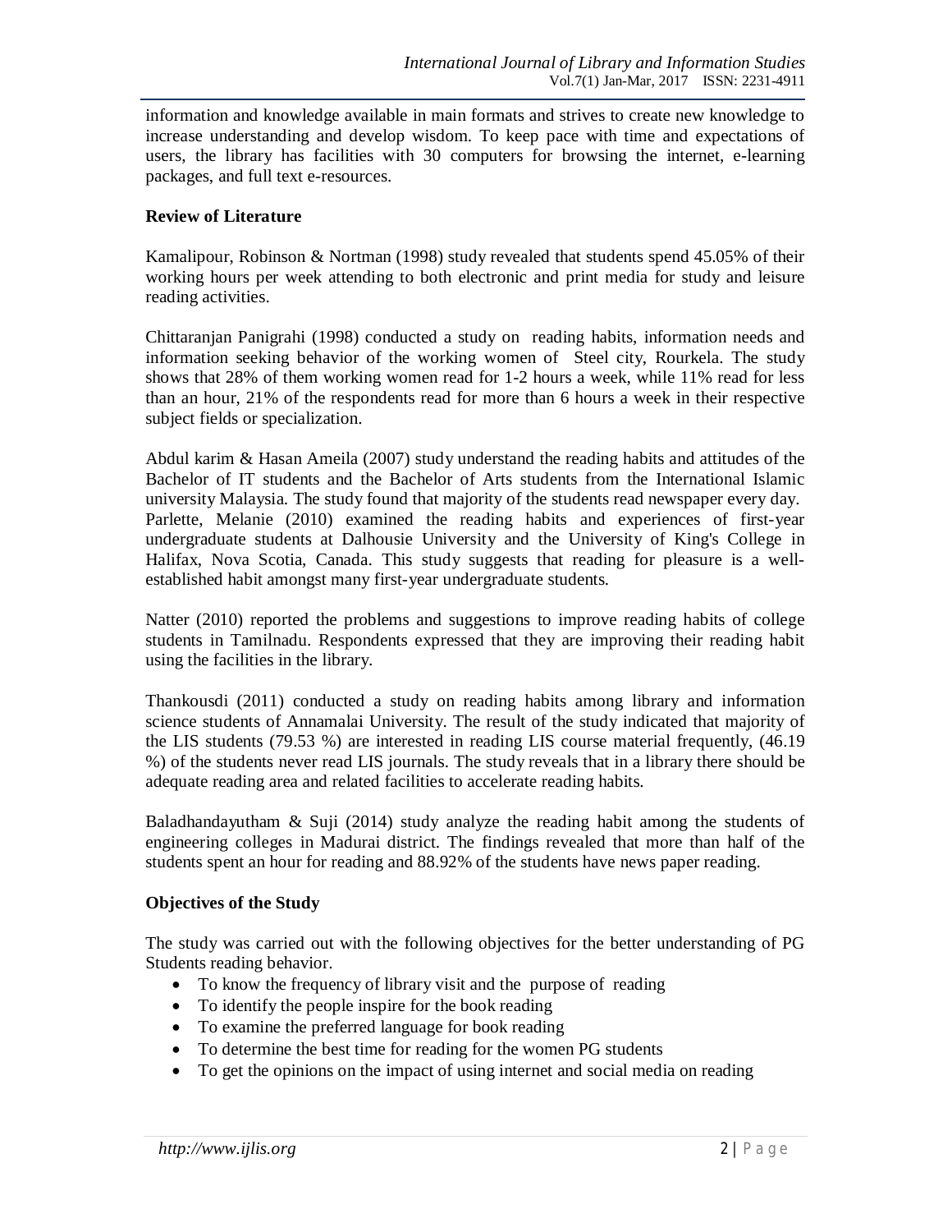information and knowledge available in main formats and strives to create new knowledge to increase understanding and develop wisdom. To keep pace with time and expectations of users, the library has facilities with 30 computers for browsing the internet, e-learning packages, and full text e-resources.

## Review of Literature

Kamalipour, Robinson & Nortman (1998) study revealed that students spend 45.05% of their working hours per week attending to both electronic and print media for study and leisure reading activities.

Chittaranjan Panigrahi (1998) conducted a study on reading habits, information needs and information seeking behavior of the working women of Steel city, Rourkela. The study shows that 28% of them working women read for 1-2 hours a week, while 11% read for less than an hour, 21% of the respondents read for more than 6 hours a week in their respective subject fields or specialization.

Abdul karim & Hasan Ameila (2007) study understand the reading habits and attitudes of the Bachelor of IT students and the Bachelor of Arts students from the International Islamic university Malaysia. The study found that majority of the students read newspaper every day. Parlette, Melanie (2010) examined the reading habits and experiences of first-year undergraduate students at Dalhousie University and the University of King's College in Halifax, Nova Scotia, Canada. This study suggests that reading for pleasure is a well-established habit amongst many first-year undergraduate students.

Natter (2010) reported the problems and suggestions to improve reading habits of college students in Tamilnadu. Respondents expressed that they are improving their reading habit using the facilities in the library.

Thankousdi (2011) conducted a study on reading habits among library and information science students of Annamalai University. The result of the study indicated that majority of the LIS students (79.53 %) are interested in reading LIS course material frequently, (46.19 %) of the students never read LIS journals. The study reveals that in a library there should be adequate reading area and related facilities to accelerate reading habits.

Baladhandayutham & Suji (2014) study analyze the reading habit among the students of engineering colleges in Madurai district. The findings revealed that more than half of the students spent an hour for reading and 88.92% of the students have news paper reading.

## Objectives of the Study

The study was carried out with the following objectives for the better understanding of PG Students reading behavior.

- To know the frequency of library visit and the purpose of reading
- To identify the people inspire for the book reading
- To examine the preferred language for book reading
- To determine the best time for reading for the women PG students
- To get the opinions on the impact of using internet and social media on reading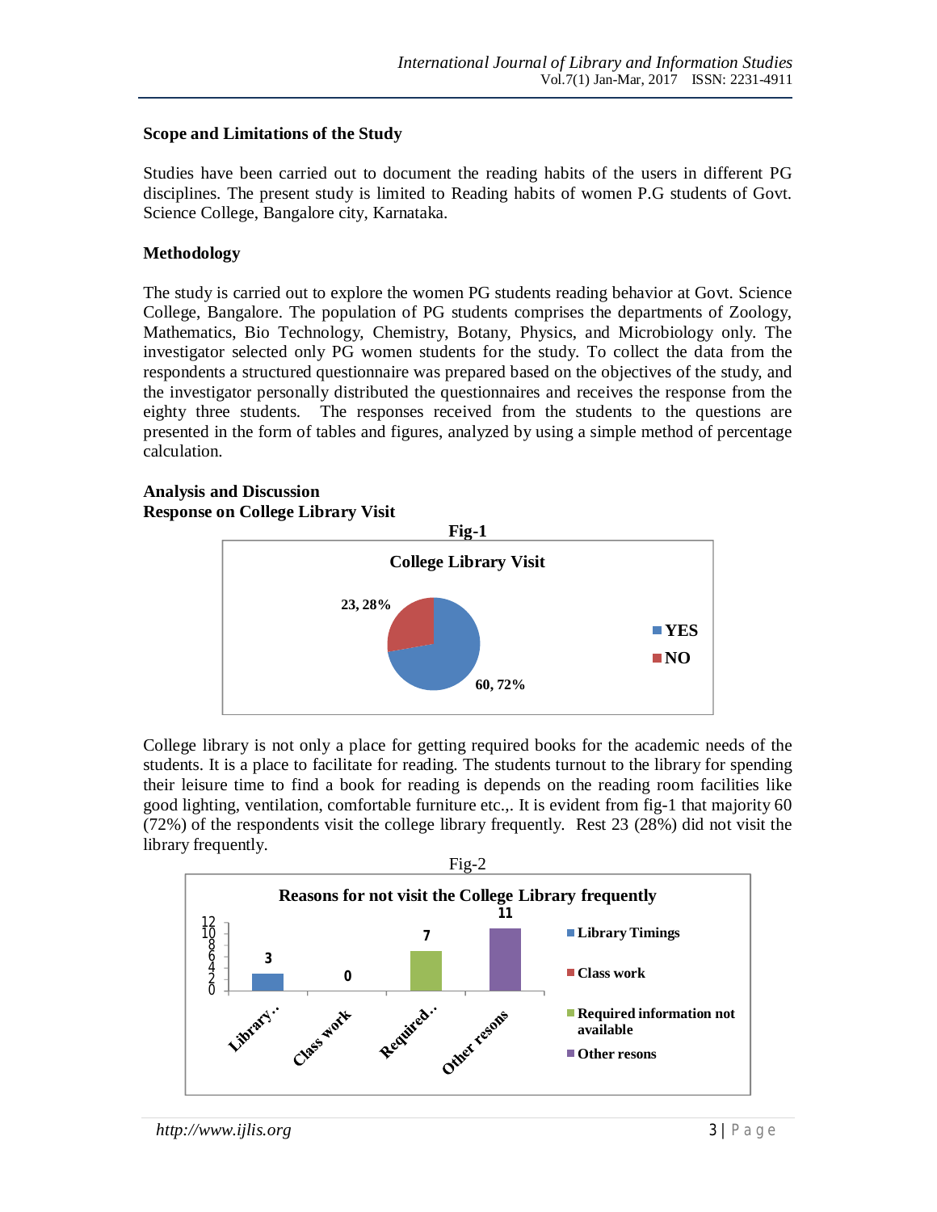## Scope and Limitations of the Study

Studies have been carried out to document the reading habits of the users in different PG disciplines. The present study is limited to Reading habits of women P.G students of Govt. Science College, Bangalore city, Karnataka.

## Methodology

The study is carried out to explore the women PG students reading behavior at Govt. Science College, Bangalore. The population of PG students comprises the departments of Zoology, Mathematics, Bio Technology, Chemistry, Botany, Physics, and Microbiology only. The investigator selected only PG women students for the study. To collect the data from the respondents a structured questionnaire was prepared based on the objectives of the study, and the investigator personally distributed the questionnaires and receives the response from the eighty three students. The responses received from the students to the questions are presented in the form of tables and figures, analyzed by using a simple method of percentage calculation.

## Analysis and Discussion

### Response on College Library Visit

**Fig-1**

**College Library Visit**

| Response | Count, % |
|---|---|
| YES | 60, 72% |
| NO | 23, 28% |

College library is not only a place for getting required books for the academic needs of the students. It is a place to facilitate for reading. The students turnout to the library for spending their leisure time to find a book for reading is depends on the reading room facilities like good lighting, ventilation, comfortable furniture etc.,. It is evident from fig-1 that majority 60 (72%) of the respondents visit the college library frequently. Rest 23 (28%) did not visit the library frequently.

Fig-2

**Reasons for not visit the College Library frequently**

| Reason | Count |
|---|---|
| Library Timings | 3 |
| Class work | 0 |
| Required information not available | 7 |
| Other resons | 11 |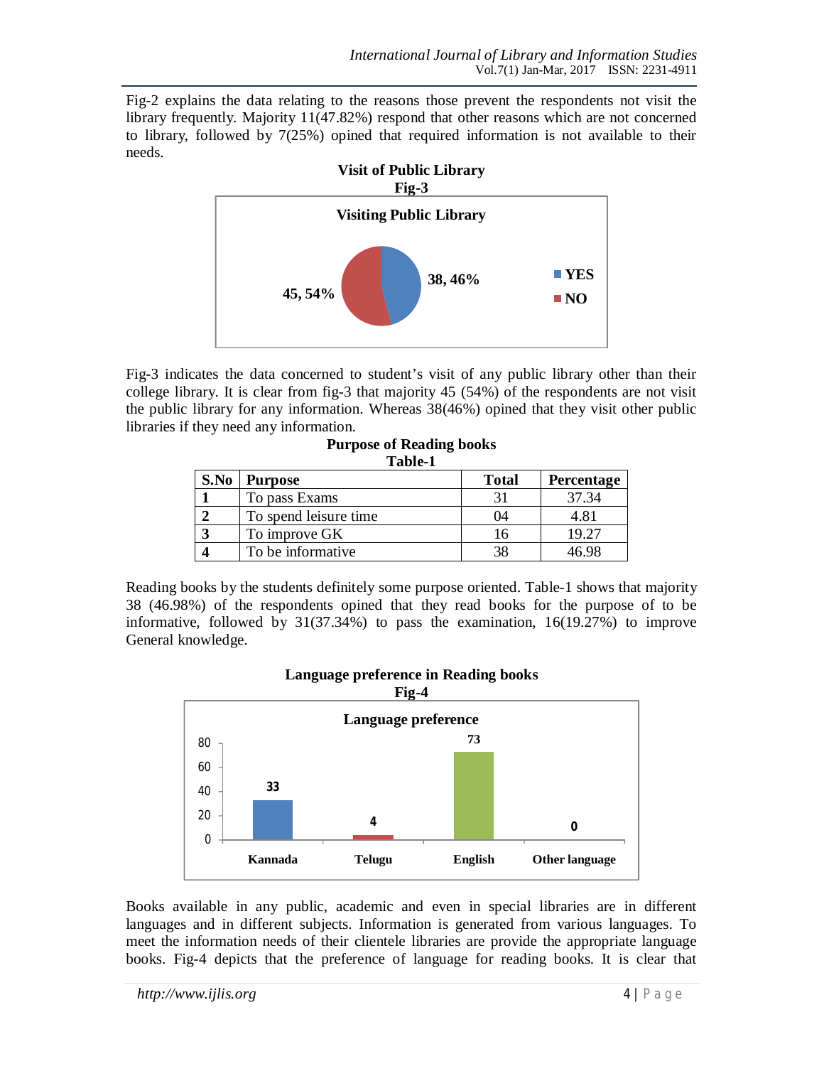Fig-2 explains the data relating to the reasons those prevent the respondents not visit the library frequently. Majority 11(47.82%) respond that other reasons which are not concerned to library, followed by 7(25%) opined that required information is not available to their needs.

**Visit of Public Library**

**Fig-3**

Fig-3 indicates the data concerned to student's visit of any public library other than their college library. It is clear from fig-3 that majority 45 (54%) of the respondents are not visit the public library for any information. Whereas 38(46%) opined that they visit other public libraries if they need any information.

**Purpose of Reading books**

**Table-1**

| S.No | Purpose | Total | Percentage |
|---|---|---|---|
| 1 | To pass Exams | 31 | 37.34 |
| 2 | To spend leisure time | 04 | 4.81 |
| 3 | To improve GK | 16 | 19.27 |
| 4 | To be informative | 38 | 46.98 |

Reading books by the students definitely some purpose oriented. Table-1 shows that majority 38 (46.98%) of the respondents opined that they read books for the purpose of to be informative, followed by 31(37.34%) to pass the examination, 16(19.27%) to improve General knowledge.

**Language preference in Reading books**

**Fig-4**

Books available in any public, academic and even in special libraries are in different languages and in different subjects. Information is generated from various languages. To meet the information needs of their clientele libraries are provide the appropriate language books. Fig-4 depicts that the preference of language for reading books. It is clear that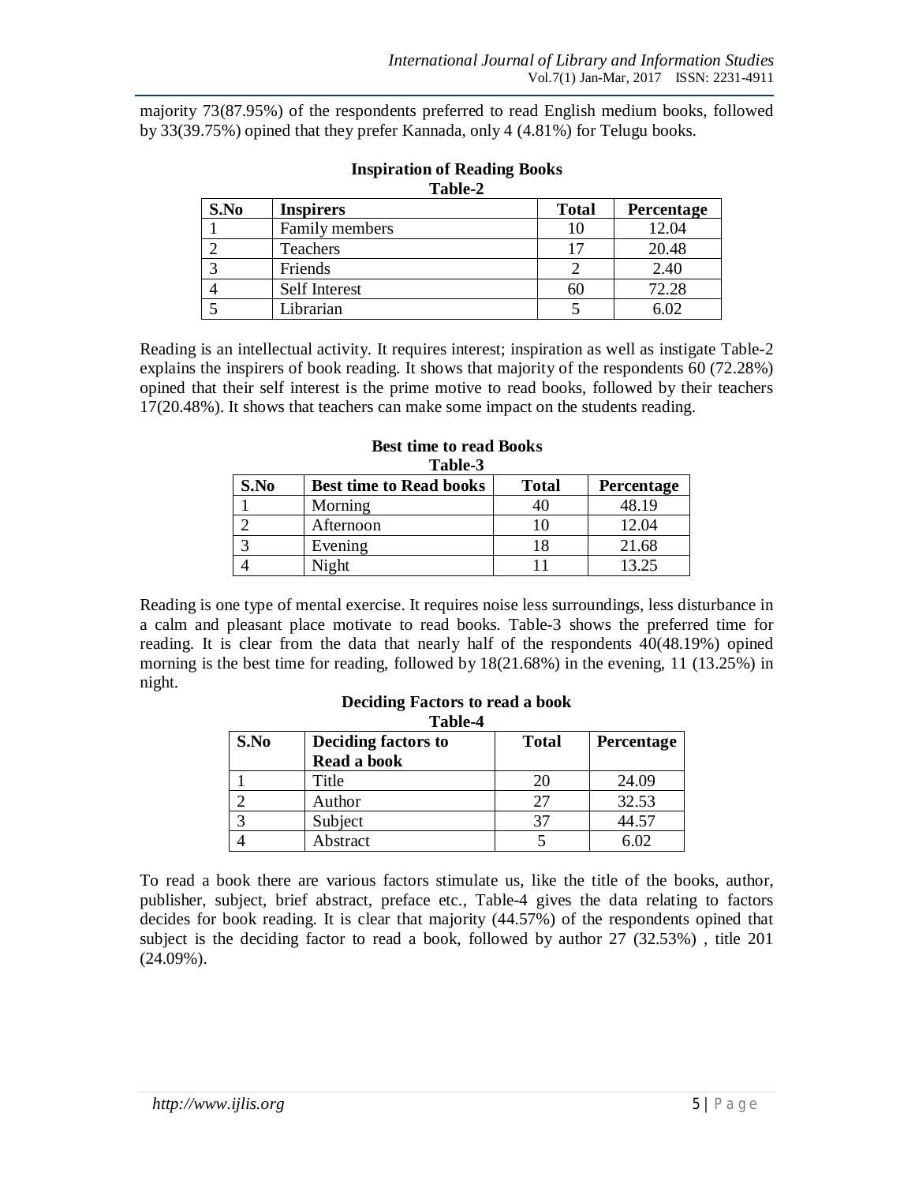majority 73(87.95%) of the respondents preferred to read English medium books, followed by 33(39.75%) opined that they prefer Kannada, only 4 (4.81%) for Telugu books.

**Inspiration of Reading Books**

**Table-2**

| S.No | Inspirers | Total | Percentage |
|---|---|---|---|
| 1 | Family members | 10 | 12.04 |
| 2 | Teachers | 17 | 20.48 |
| 3 | Friends | 2 | 2.40 |
| 4 | Self Interest | 60 | 72.28 |
| 5 | Librarian | 5 | 6.02 |

Reading is an intellectual activity. It requires interest; inspiration as well as instigate Table-2 explains the inspirers of book reading. It shows that majority of the respondents 60 (72.28%) opined that their self interest is the prime motive to read books, followed by their teachers 17(20.48%). It shows that teachers can make some impact on the students reading.

**Best time to read Books**

**Table-3**

| S.No | Best time to Read books | Total | Percentage |
|---|---|---|---|
| 1 | Morning | 40 | 48.19 |
| 2 | Afternoon | 10 | 12.04 |
| 3 | Evening | 18 | 21.68 |
| 4 | Night | 11 | 13.25 |

Reading is one type of mental exercise. It requires noise less surroundings, less disturbance in a calm and pleasant place motivate to read books. Table-3 shows the preferred time for reading. It is clear from the data that nearly half of the respondents 40(48.19%) opined morning is the best time for reading, followed by 18(21.68%) in the evening, 11 (13.25%) in night.

**Deciding Factors to read a book**

**Table-4**

| S.No | Deciding factors to Read a book | Total | Percentage |
|---|---|---|---|
| 1 | Title | 20 | 24.09 |
| 2 | Author | 27 | 32.53 |
| 3 | Subject | 37 | 44.57 |
| 4 | Abstract | 5 | 6.02 |

To read a book there are various factors stimulate us, like the title of the books, author, publisher, subject, brief abstract, preface etc., Table-4 gives the data relating to factors decides for book reading. It is clear that majority (44.57%) of the respondents opined that subject is the deciding factor to read a book, followed by author 27 (32.53%) , title 201 (24.09%).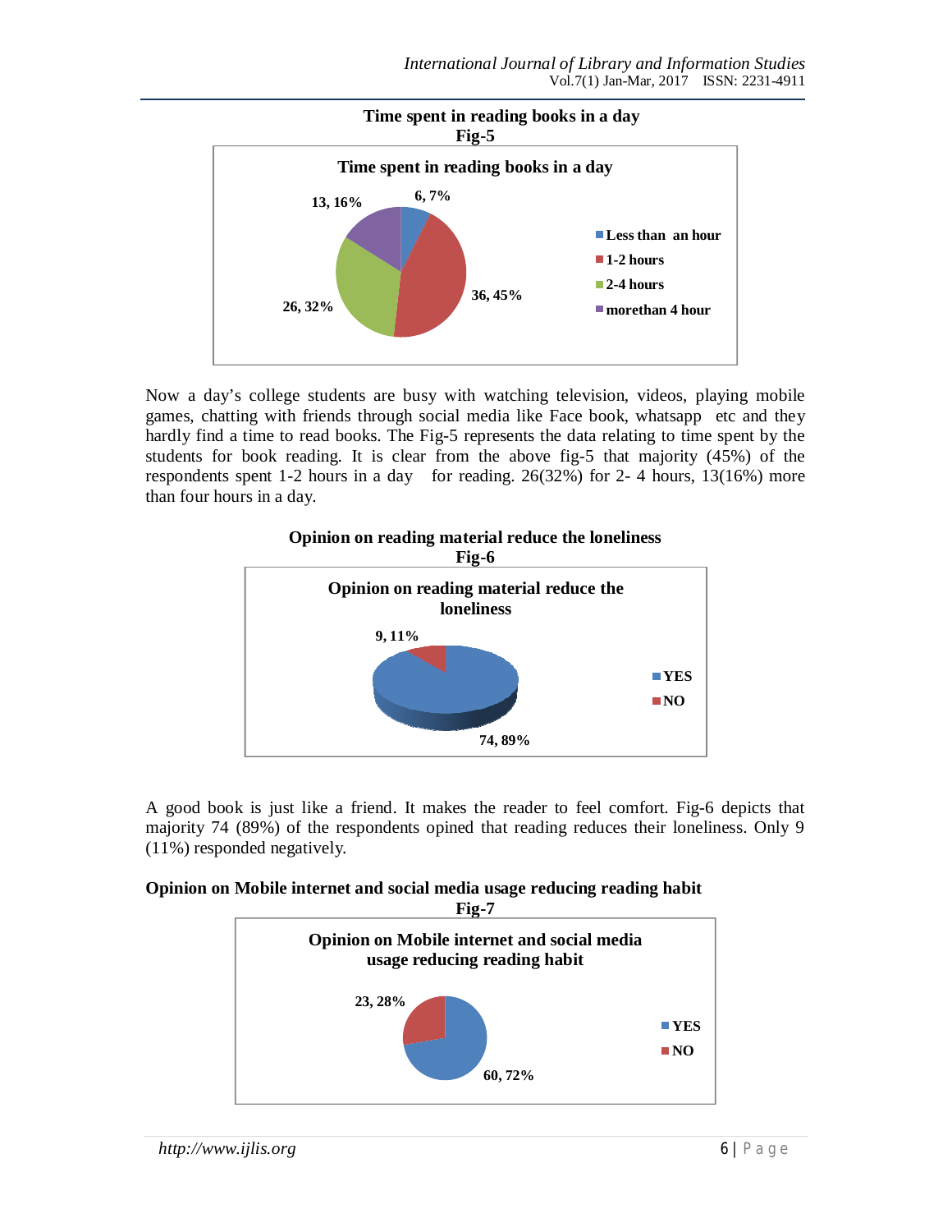**Time spent in reading books in a day**

**Fig-5**

Now a day's college students are busy with watching television, videos, playing mobile games, chatting with friends through social media like Face book, whatsapp etc and they hardly find a time to read books. The Fig-5 represents the data relating to time spent by the students for book reading. It is clear from the above fig-5 that majority (45%) of the respondents spent 1-2 hours in a day for reading. 26(32%) for 2- 4 hours, 13(16%) more than four hours in a day.

**Opinion on reading material reduce the loneliness**

**Fig-6**

A good book is just like a friend. It makes the reader to feel comfort. Fig-6 depicts that majority 74 (89%) of the respondents opined that reading reduces their loneliness. Only 9 (11%) responded negatively.

**Opinion on Mobile internet and social media usage reducing reading habit**

**Fig-7**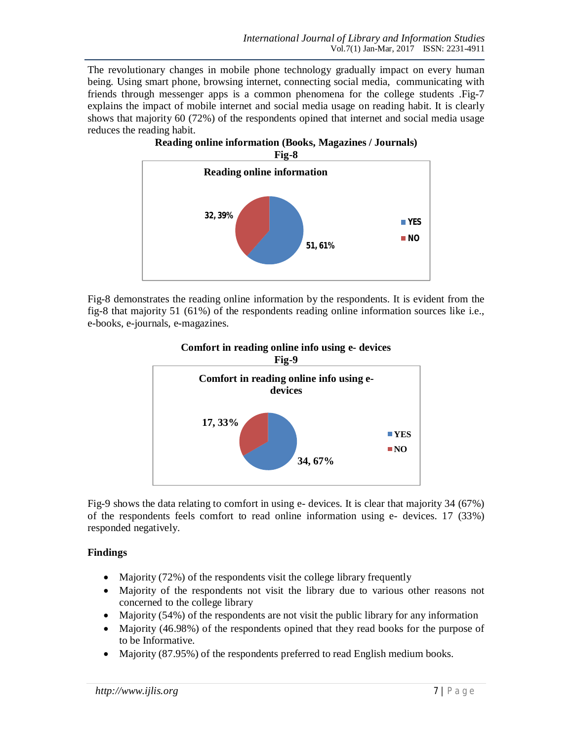The revolutionary changes in mobile phone technology gradually impact on every human being. Using smart phone, browsing internet, connecting social media, communicating with friends through messenger apps is a common phenomena for the college students .Fig-7 explains the impact of mobile internet and social media usage on reading habit. It is clearly shows that majority 60 (72%) of the respondents opined that internet and social media usage reduces the reading habit.

**Reading online information (Books, Magazines / Journals)**

**Fig-8**

Fig-8 demonstrates the reading online information by the respondents. It is evident from the fig-8 that majority 51 (61%) of the respondents reading online information sources like i.e., e-books, e-journals, e-magazines.

**Comfort in reading online info using e- devices**

**Fig-9**

Fig-9 shows the data relating to comfort in using e- devices. It is clear that majority 34 (67%) of the respondents feels comfort to read online information using e- devices. 17 (33%) responded negatively.

## Findings

- Majority (72%) of the respondents visit the college library frequently
- Majority of the respondents not visit the library due to various other reasons not concerned to the college library
- Majority (54%) of the respondents are not visit the public library for any information
- Majority (46.98%) of the respondents opined that they read books for the purpose of to be Informative.
- Majority (87.95%) of the respondents preferred to read English medium books.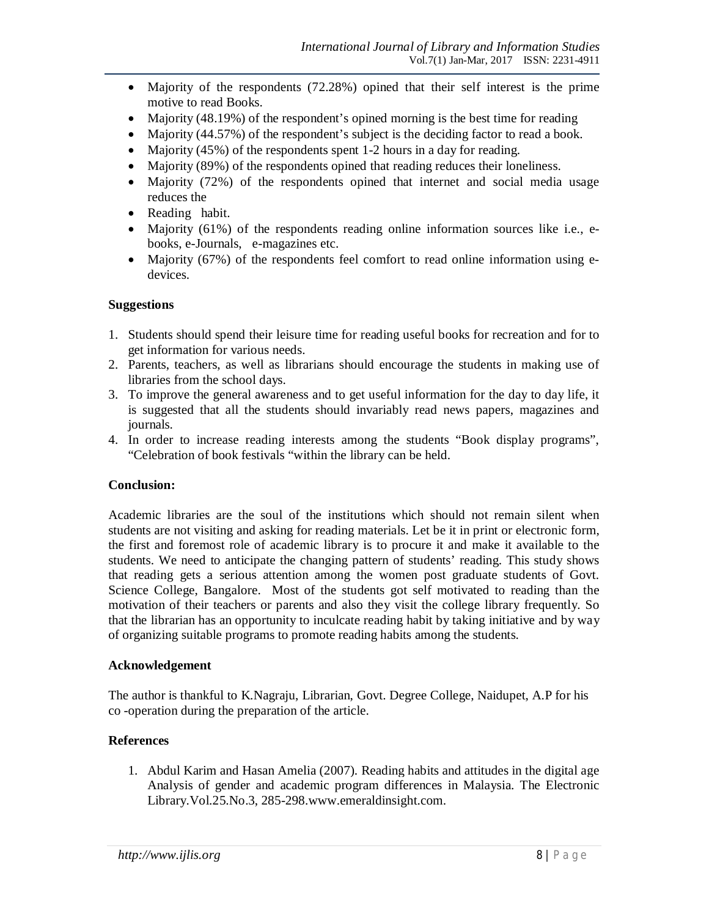- Majority of the respondents (72.28%) opined that their self interest is the prime motive to read Books.
- Majority (48.19%) of the respondent's opined morning is the best time for reading
- Majority (44.57%) of the respondent's subject is the deciding factor to read a book.
- Majority (45%) of the respondents spent 1-2 hours in a day for reading.
- Majority (89%) of the respondents opined that reading reduces their loneliness.
- Majority (72%) of the respondents opined that internet and social media usage reduces the
- Reading habit.
- Majority (61%) of the respondents reading online information sources like i.e., e-books, e-Journals, e-magazines etc.
- Majority (67%) of the respondents feel comfort to read online information using e-devices.

**Suggestions**

1. Students should spend their leisure time for reading useful books for recreation and for to get information for various needs.
2. Parents, teachers, as well as librarians should encourage the students in making use of libraries from the school days.
3. To improve the general awareness and to get useful information for the day to day life, it is suggested that all the students should invariably read news papers, magazines and journals.
4. In order to increase reading interests among the students "Book display programs", "Celebration of book festivals "within the library can be held.

**Conclusion:**

Academic libraries are the soul of the institutions which should not remain silent when students are not visiting and asking for reading materials. Let be it in print or electronic form, the first and foremost role of academic library is to procure it and make it available to the students. We need to anticipate the changing pattern of students' reading. This study shows that reading gets a serious attention among the women post graduate students of Govt. Science College, Bangalore. Most of the students got self motivated to reading than the motivation of their teachers or parents and also they visit the college library frequently. So that the librarian has an opportunity to inculcate reading habit by taking initiative and by way of organizing suitable programs to promote reading habits among the students.

**Acknowledgement**

The author is thankful to K.Nagraju, Librarian, Govt. Degree College, Naidupet, A.P for his co -operation during the preparation of the article.

**References**

1. Abdul Karim and Hasan Amelia (2007). Reading habits and attitudes in the digital age Analysis of gender and academic program differences in Malaysia. The Electronic Library.Vol.25.No.3, 285-298.www.emeraldinsight.com.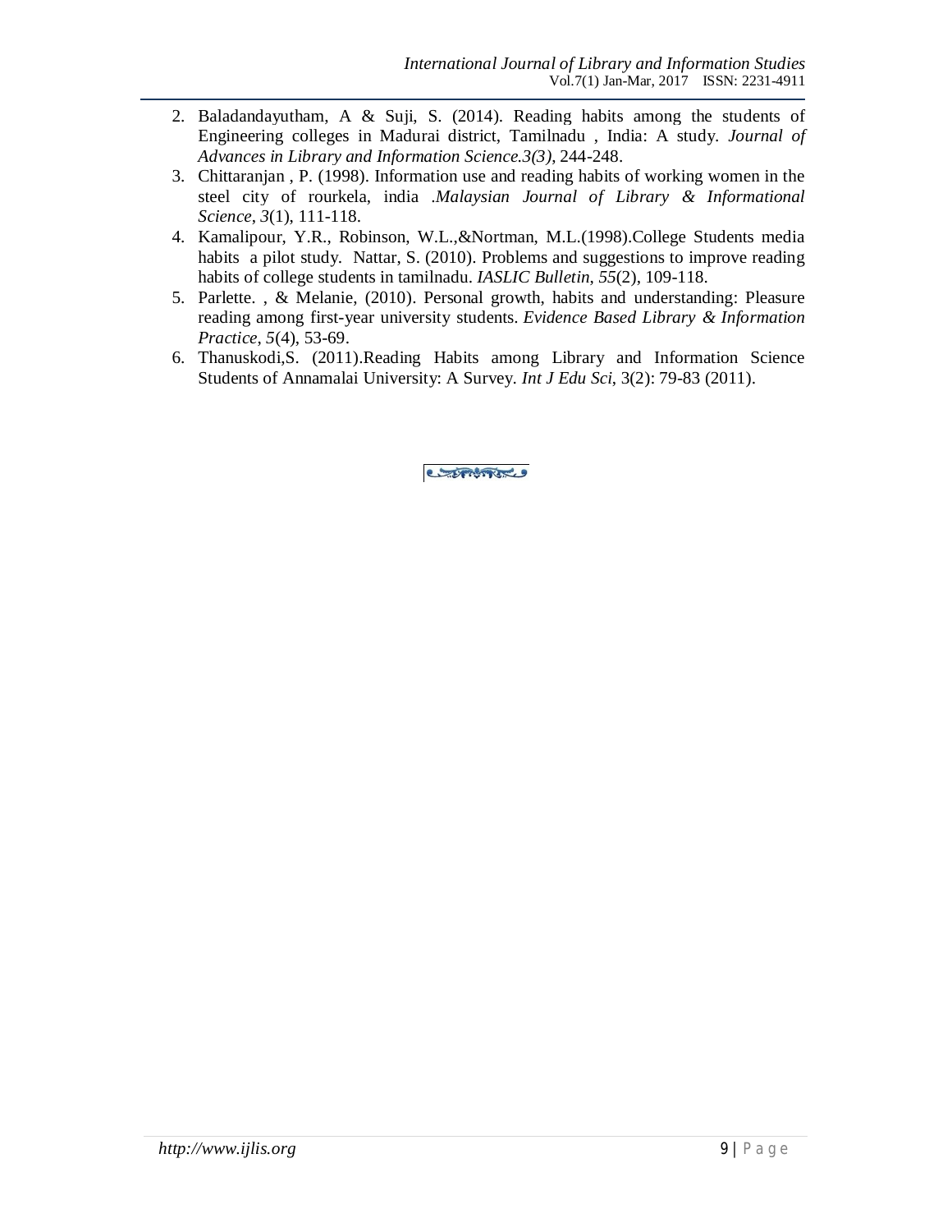2. Baladandayutham, A & Suji, S. (2014). Reading habits among the students of Engineering colleges in Madurai district, Tamilnadu , India: A study. *Journal of Advances in Library and Information Science.3(3)*, 244-248.
3. Chittaranjan , P. (1998). Information use and reading habits of working women in the steel city of rourkela, india .*Malaysian Journal of Library & Informational Science*, *3*(1), 111-118.
4. Kamalipour, Y.R., Robinson, W.L.,&Nortman, M.L.(1998).College Students media habits a pilot study. Nattar, S. (2010). Problems and suggestions to improve reading habits of college students in tamilnadu. *IASLIC Bulletin*, *55*(2), 109-118.
5. Parlette. , & Melanie, (2010). Personal growth, habits and understanding: Pleasure reading among first-year university students. *Evidence Based Library & Information Practice*, *5*(4), 53-69.
6. Thanuskodi,S. (2011).Reading Habits among Library and Information Science Students of Annamalai University: A Survey. *Int J Edu Sci*, 3(2): 79-83 (2011).